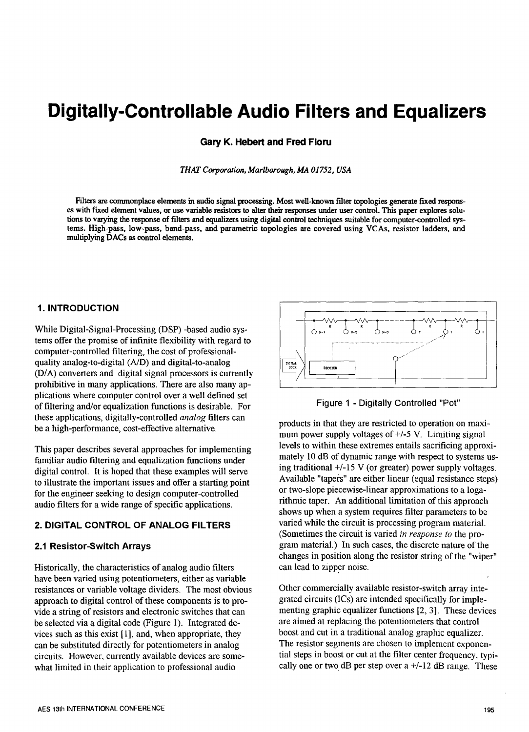# Digitally-Controllable Audio Filters and Equalizers

**Gary K. Hebert and Fred Floru**

*THAT Corporation, Marlborough, MA 01752, USA*

**Filters are commonplace elements in audio signal processing. Most well-known filter topologies generate fixed responses with fixed element values, or use variable resistors to alter their responses under user control. This paper explores solutions to varying the response of filters and equalizers using digital control techniques suitable for computer-controlled systems. High-pass, low-pass, band-pass, and parametric topologies are covered using VCAs, resistor ladders, and multiplying DACs as control elements.**

## 1. INTRODUCTION

While Digital-Signal-Processing (DSP) -based audio systems offer the promise of infinite flexibility with regard to computer-controlled filtering, the cost of professional-quality analog-to-digital (A/D) and digital-to-analog (D/A) converters and digital signal processors is currently prohibitive in many applications. There are also many applications where computer control over a well defined set of filtering and/or equalization functions is desirable. For these applications, digitally-controlled *analog* filters can be a high-performance, cost-effective alternative.

This paper describes several approaches for implementing familiar audio filtering and equalization functions under digital control. It is hoped that these examples will serve to illustrate the important issues and offer a starting point for the engineer seeking to design computer-controlled audio filters for a wide range of specific applications.

## 2. DIGITAL CONTROL OF ANALOG FILTERS

### 2.1 Resistor-Switch Arrays

Historically, the characteristics of analog audio filters have been varied using potentiometers, either as variable resistances or variable voltage dividers. The most obvious approach to digital control of these components is to provide a string of resistors and electronic switches that can be selected via a digital code (Figure 1). Integrated devices such as this exist [1], and, when appropriate, they can be substituted directly for potentiometers in analog circuits. However, currently available devices are somewhat limited in their application to professional audio products in that they are restricted to operation on maximum power supply voltages of +/-5 V. Limiting signal levels to within these extremes entails sacrificing approximately 10 dB of dynamic range with respect to systems using traditional +/-15 V (or greater) power supply voltages. Available "tapers" are either linear (equal resistance steps) or two-slope piecewise-linear approximations to a logarithmic taper. An additional limitation of this approach shows up when a system requires filter parameters to be varied while the circuit is processing program material. (Sometimes the circuit is varied *in response to* the program material.) In such cases, the discrete nature of the changes in position along the resistor string of the "wiper" can lead to zipper noise.

Figure 1 - Digitally Controlled "Pot"

Other commercially available resistor-switch array integrated circuits (ICs) are intended specifically for implementing graphic equalizer functions [2, 3]. These devices are aimed at replacing the potentiometers that control boost and cut in a traditional analog graphic equalizer. The resistor segments are chosen to implement exponential steps in boost or cut at the filter center frequency, typically one or two dB per step over a +/-12 dB range. These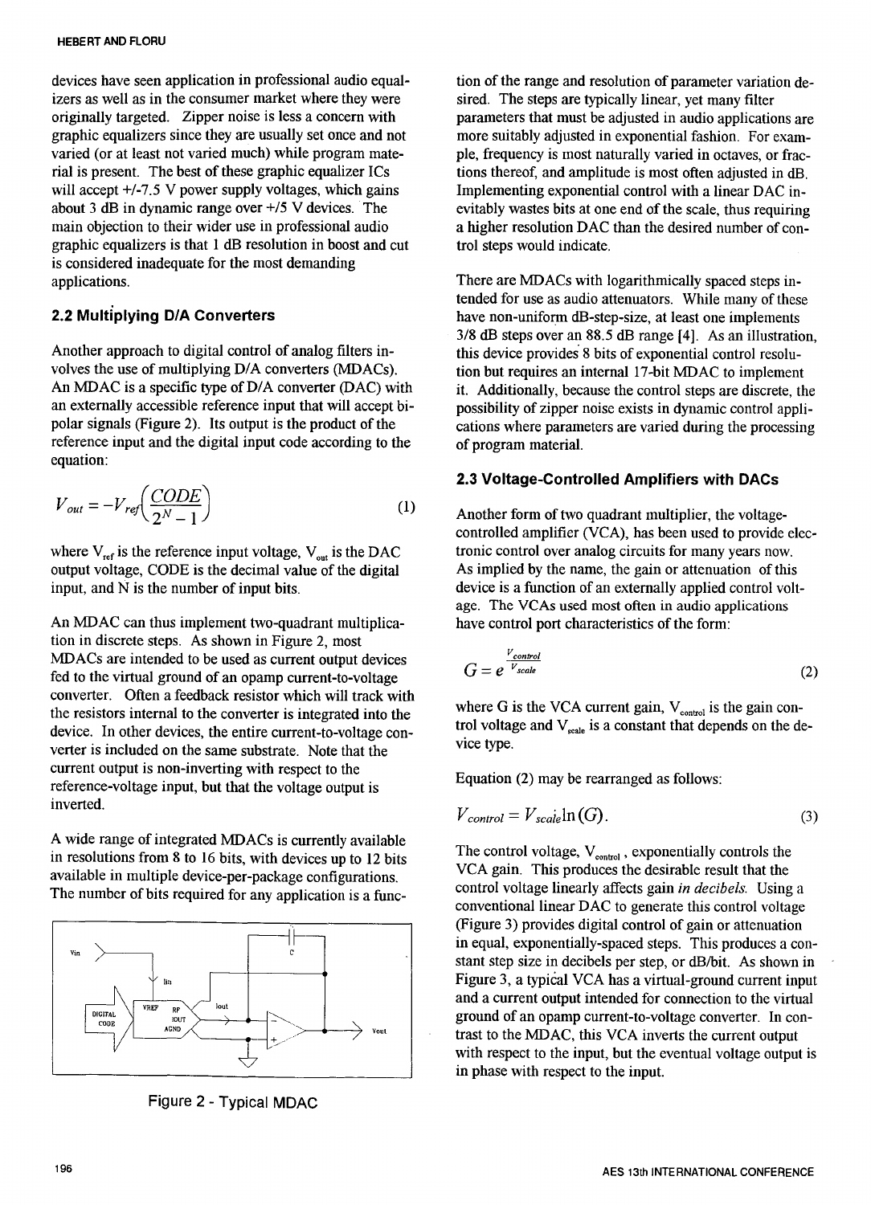devices have seen application in professional audio equalizers as well as in the consumer market where they were originally targeted. Zipper noise is less a concern with graphic equalizers since they are usually set once and not varied (or at least not varied much) while program material is present. The best of these graphic equalizer ICs will accept +/-7.5 V power supply voltages, which gains about 3 dB in dynamic range over +/5 V devices. The main objection to their wider use in professional audio graphic equalizers is that 1 dB resolution in boost and cut is considered inadequate for the most demanding applications.

## 2.2 Multiplying D/A Converters

Another approach to digital control of analog filters involves the use of multiplying D/A converters (MDACs). An MDAC is a specific type of D/A converter (DAC) with an externally accessible reference input that will accept bipolar signals (Figure 2). Its output is the product of the reference input and the digital input code according to the equation:

$$V_{out} = -V_{ref}\left(\frac{CODE}{2^N - 1}\right) \tag{1}$$

where $V_{ref}$ is the reference input voltage, $V_{out}$ is the DAC output voltage, CODE is the decimal value of the digital input, and N is the number of input bits.

An MDAC can thus implement two-quadrant multiplication in discrete steps. As shown in Figure 2, most MDACs are intended to be used as current output devices fed to the virtual ground of an opamp current-to-voltage converter. Often a feedback resistor which will track with the resistors internal to the converter is integrated into the device. In other devices, the entire current-to-voltage converter is included on the same substrate. Note that the current output is non-inverting with respect to the reference-voltage input, but that the voltage output is inverted.

A wide range of integrated MDACs is currently available in resolutions from 8 to 16 bits, with devices up to 12 bits available in multiple device-per-package configurations. The number of bits required for any application is a function of the range and resolution of parameter variation desired. The steps are typically linear, yet many filter parameters that must be adjusted in audio applications are more suitably adjusted in exponential fashion. For example, frequency is most naturally varied in octaves, or fractions thereof, and amplitude is most often adjusted in dB. Implementing exponential control with a linear DAC inevitably wastes bits at one end of the scale, thus requiring a higher resolution DAC than the desired number of control steps would indicate.

Figure 2 - Typical MDAC

There are MDACs with logarithmically spaced steps intended for use as audio attenuators. While many of these have non-uniform dB-step-size, at least one implements 3/8 dB steps over an 88.5 dB range [4]. As an illustration, this device provides 8 bits of exponential control resolution but requires an internal 17-bit MDAC to implement it. Additionally, because the control steps are discrete, the possibility of zipper noise exists in dynamic control applications where parameters are varied during the processing of program material.

## 2.3 Voltage-Controlled Amplifiers with DACs

Another form of two quadrant multiplier, the voltage-controlled amplifier (VCA), has been used to provide electronic control over analog circuits for many years now. As implied by the name, the gain or attenuation of this device is a function of an externally applied control voltage. The VCAs used most often in audio applications have control port characteristics of the form:

$$G = e^{\frac{V_{control}}{V_{scale}}} \tag{2}$$

where G is the VCA current gain, $V_{control}$ is the gain control voltage and $V_{scale}$ is a constant that depends on the device type.

Equation (2) may be rearranged as follows:

$$V_{control} = V_{scale}\ln(G). \tag{3}$$

The control voltage, $V_{control}$, exponentially controls the VCA gain. This produces the desirable result that the control voltage linearly affects gain *in decibels*. Using a conventional linear DAC to generate this control voltage (Figure 3) provides digital control of gain or attenuation in equal, exponentially-spaced steps. This produces a constant step size in decibels per step, or dB/bit. As shown in Figure 3, a typical VCA has a virtual-ground current input and a current output intended for connection to the virtual ground of an opamp current-to-voltage converter. In contrast to the MDAC, this VCA inverts the current output with respect to the input, but the eventual voltage output is in phase with respect to the input.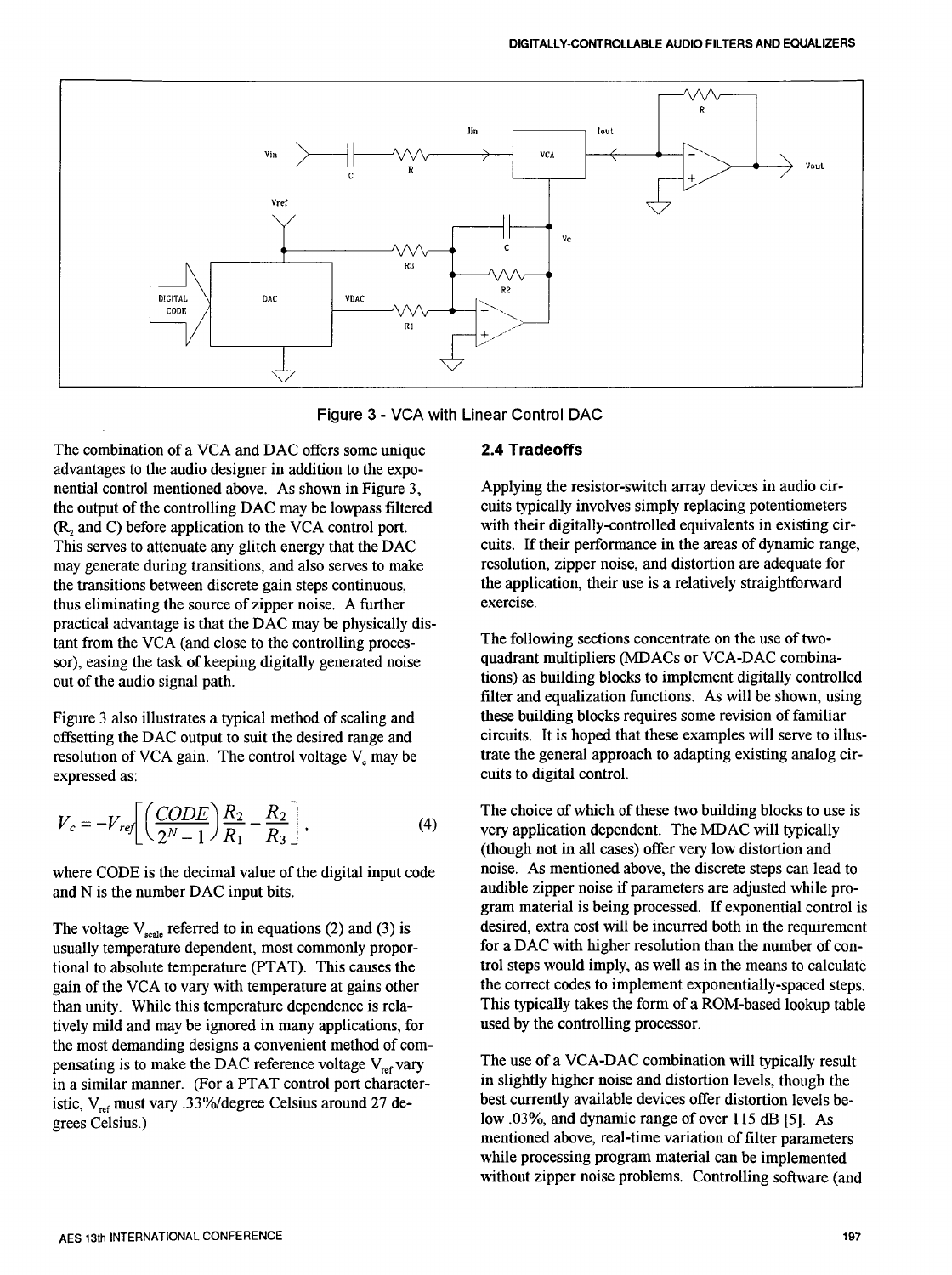Figure 3 - VCA with Linear Control DAC

The combination of a VCA and DAC offers some unique advantages to the audio designer in addition to the exponential control mentioned above. As shown in Figure 3, the output of the controlling DAC may be lowpass filtered ($R_2$ and C) before application to the VCA control port. This serves to attenuate any glitch energy that the DAC may generate during transitions, and also serves to make the transitions between discrete gain steps continuous, thus eliminating the source of zipper noise. A further practical advantage is that the DAC may be physically distant from the VCA (and close to the controlling processor), easing the task of keeping digitally generated noise out of the audio signal path.

Figure 3 also illustrates a typical method of scaling and offsetting the DAC output to suit the desired range and resolution of VCA gain. The control voltage $V_c$ may be expressed as:

$$V_c = -V_{ref}\left[\left(\frac{CODE}{2^N - 1}\right)\frac{R_2}{R_1} - \frac{R_2}{R_3}\right], \tag{4}$$

where CODE is the decimal value of the digital input code and N is the number DAC input bits.

The voltage $V_{scale}$ referred to in equations (2) and (3) is usually temperature dependent, most commonly proportional to absolute temperature (PTAT). This causes the gain of the VCA to vary with temperature at gains other than unity. While this temperature dependence is relatively mild and may be ignored in many applications, for the most demanding designs a convenient method of compensating is to make the DAC reference voltage $V_{ref}$ vary in a similar manner. (For a PTAT control port characteristic, $V_{ref}$ must vary .33%/degree Celsius around 27 degrees Celsius.)

### 2.4 Tradeoffs

Applying the resistor-switch array devices in audio circuits typically involves simply replacing potentiometers with their digitally-controlled equivalents in existing circuits. If their performance in the areas of dynamic range, resolution, zipper noise, and distortion are adequate for the application, their use is a relatively straightforward exercise.

The following sections concentrate on the use of two-quadrant multipliers (MDACs or VCA-DAC combinations) as building blocks to implement digitally controlled filter and equalization functions. As will be shown, using these building blocks requires some revision of familiar circuits. It is hoped that these examples will serve to illustrate the general approach to adapting existing analog circuits to digital control.

The choice of which of these two building blocks to use is very application dependent. The MDAC will typically (though not in all cases) offer very low distortion and noise. As mentioned above, the discrete steps can lead to audible zipper noise if parameters are adjusted while program material is being processed. If exponential control is desired, extra cost will be incurred both in the requirement for a DAC with higher resolution than the number of control steps would imply, as well as in the means to calculate the correct codes to implement exponentially-spaced steps. This typically takes the form of a ROM-based lookup table used by the controlling processor.

The use of a VCA-DAC combination will typically result in slightly higher noise and distortion levels, though the best currently available devices offer distortion levels below .03%, and dynamic range of over 115 dB [5]. As mentioned above, real-time variation of filter parameters while processing program material can be implemented without zipper noise problems. Controlling software (and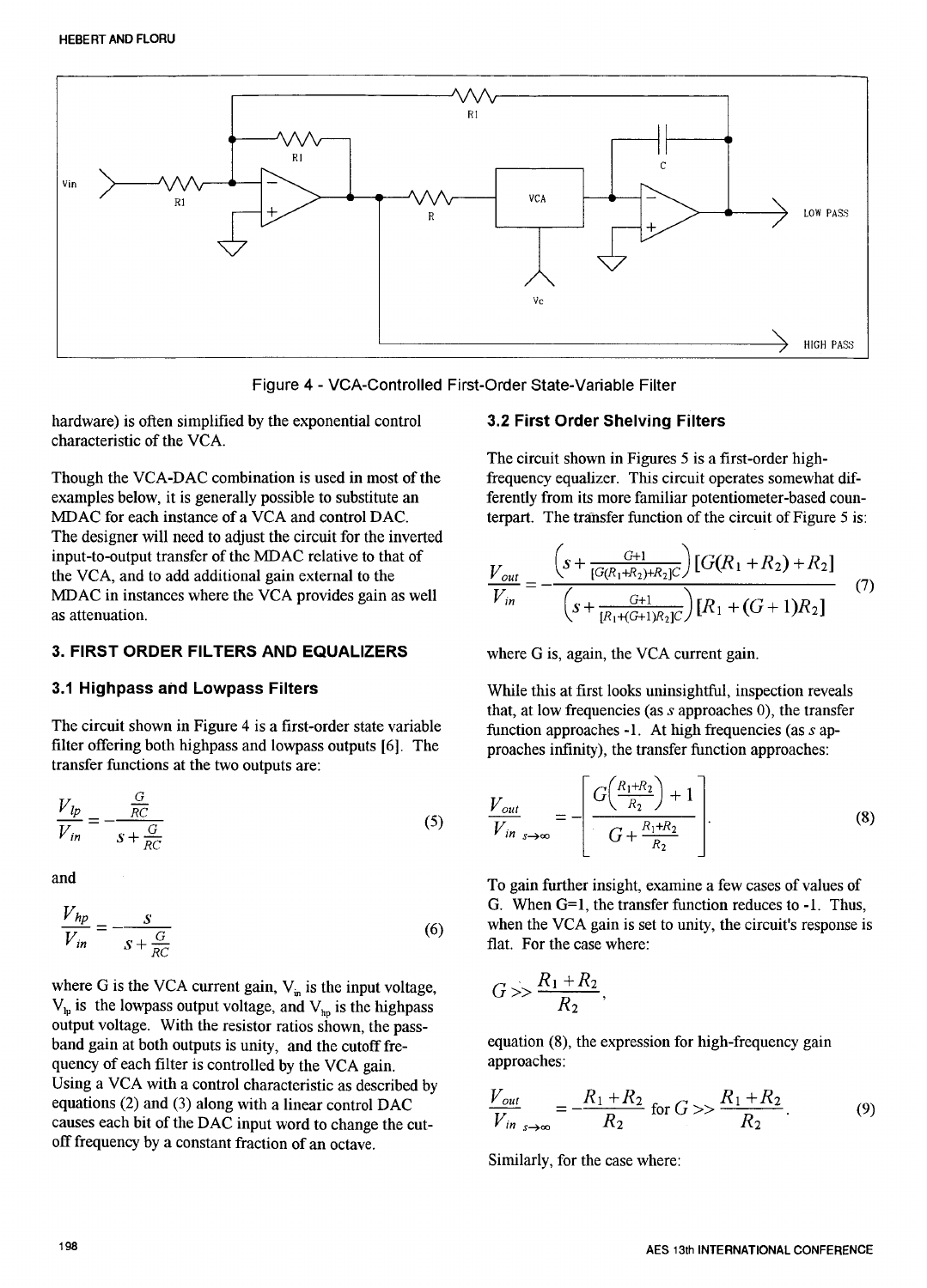Figure 4 - VCA-Controlled First-Order State-Variable Filter

hardware) is often simplified by the exponential control characteristic of the VCA.

Though the VCA-DAC combination is used in most of the examples below, it is generally possible to substitute an MDAC for each instance of a VCA and control DAC. The designer will need to adjust the circuit for the inverted input-to-output transfer of the MDAC relative to that of the VCA, and to add additional gain external to the MDAC in instances where the VCA provides gain as well as attenuation.

## 3. FIRST ORDER FILTERS AND EQUALIZERS

### 3.1 Highpass and Lowpass Filters

The circuit shown in Figure 4 is a first-order state variable filter offering both highpass and lowpass outputs [6]. The transfer functions at the two outputs are:

$$\frac{V_{lp}}{V_{in}} = -\frac{\frac{G}{RC}}{s+\frac{G}{RC}} \tag{5}$$

and

$$\frac{V_{hp}}{V_{in}} = -\frac{s}{s+\frac{G}{RC}} \tag{6}$$

where G is the VCA current gain, $V_{in}$ is the input voltage, $V_{lp}$ is the lowpass output voltage, and $V_{hp}$ is the highpass output voltage. With the resistor ratios shown, the pass-band gain at both outputs is unity, and the cutoff frequency of each filter is controlled by the VCA gain. Using a VCA with a control characteristic as described by equations (2) and (3) along with a linear control DAC causes each bit of the DAC input word to change the cut-off frequency by a constant fraction of an octave.

### 3.2 First Order Shelving Filters

The circuit shown in Figures 5 is a first-order high-frequency equalizer. This circuit operates somewhat differently from its more familiar potentiometer-based counterpart. The transfer function of the circuit of Figure 5 is:

$$\frac{V_{out}}{V_{in}} = -\frac{\left(s+\frac{G+1}{[G(R_1+R_2)+R_2]C}\right)[G(R_1+R_2)+R_2]}{\left(s+\frac{G+1}{[R_1+(G+1)R_2]C}\right)[R_1+(G+1)R_2]} \tag{7}$$

where G is, again, the VCA current gain.

While this at first looks uninsightful, inspection reveals that, at low frequencies (as $s$ approaches 0), the transfer function approaches -1. At high frequencies (as $s$ approaches infinity), the transfer function approaches:

$$\left.\frac{V_{out}}{V_{in}}\right|_{s\to\infty} = -\left[\frac{G\left(\frac{R_1+R_2}{R_2}\right)+1}{G+\frac{R_1+R_2}{R_2}}\right]. \tag{8}$$

To gain further insight, examine a few cases of values of G. When G=1, the transfer function reduces to -1. Thus, when the VCA gain is set to unity, the circuit's response is flat. For the case where:

$$G >> \frac{R_1+R_2}{R_2},$$

equation (8), the expression for high-frequency gain approaches:

$$\left.\frac{V_{out}}{V_{in}}\right|_{s\to\infty} = -\frac{R_1+R_2}{R_2} \text{ for } G >> \frac{R_1+R_2}{R_2}. \tag{9}$$

Similarly, for the case where: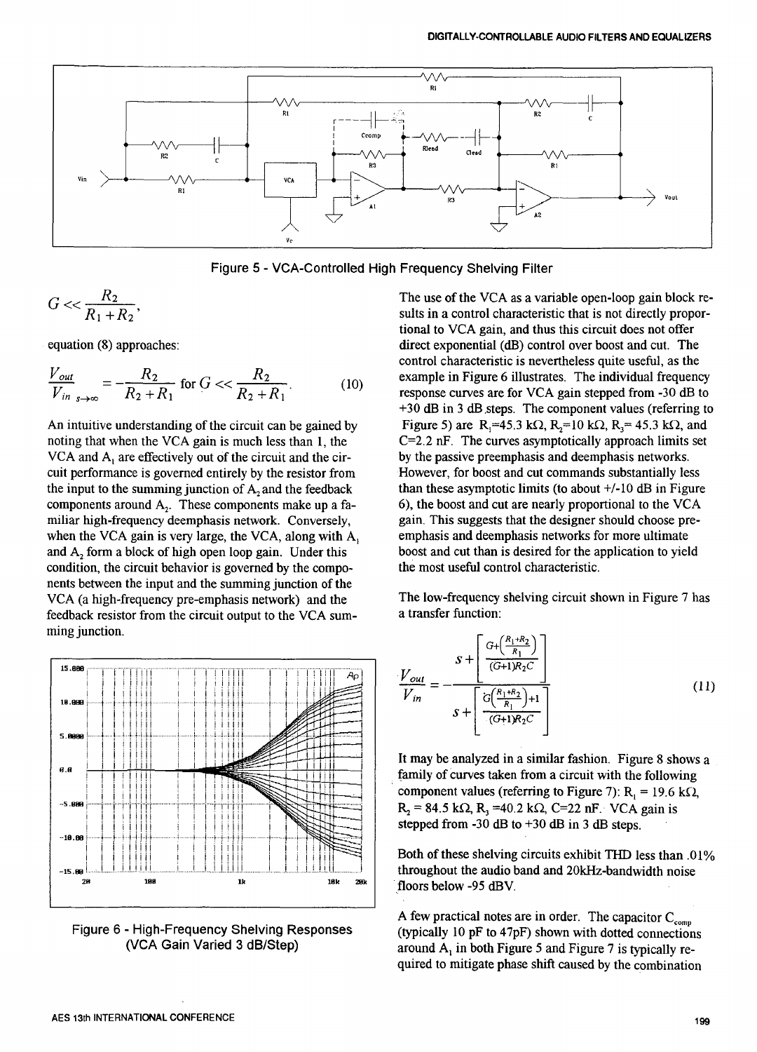Figure 5 - VCA-Controlled High Frequency Shelving Filter

$$G << \frac{R_2}{R_1 + R_2},$$

equation (8) approaches:

$$\left.\frac{V_{out}}{V_{in}}\right|_{s \to \infty} = -\frac{R_2}{R_2 + R_1} \text{ for } G << \frac{R_2}{R_2 + R_1}. \tag{10}$$

An intuitive understanding of the circuit can be gained by noting that when the VCA gain is much less than 1, the VCA and $A_1$ are effectively out of the circuit and the circuit performance is governed entirely by the resistor from the input to the summing junction of $A_2$ and the feedback components around $A_2$. These components make up a familiar high-frequency deemphasis network. Conversely, when the VCA gain is very large, the VCA, along with $A_1$ and $A_2$ form a block of high open loop gain. Under this condition, the circuit behavior is governed by the components between the input and the summing junction of the VCA (a high-frequency pre-emphasis network) and the feedback resistor from the circuit output to the VCA summing junction.

Figure 6 - High-Frequency Shelving Responses (VCA Gain Varied 3 dB/Step)

The use of the VCA as a variable open-loop gain block results in a control characteristic that is not directly proportional to VCA gain, and thus this circuit does not offer direct exponential (dB) control over boost and cut. The control characteristic is nevertheless quite useful, as the example in Figure 6 illustrates. The individual frequency response curves are for VCA gain stepped from -30 dB to +30 dB in 3 dB steps. The component values (referring to Figure 5) are $R_1$=45.3 kΩ, $R_2$=10 kΩ, $R_3$= 45.3 kΩ, and C=2.2 nF. The curves asymptotically approach limits set by the passive preemphasis and deemphasis networks. However, for boost and cut commands substantially less than these asymptotic limits (to about +/-10 dB in Figure 6), the boost and cut are nearly proportional to the VCA gain. This suggests that the designer should choose preemphasis and deemphasis networks for more ultimate boost and cut than is desired for the application to yield the most useful control characteristic.

The low-frequency shelving circuit shown in Figure 7 has a transfer function:

$$\frac{V_{out}}{V_{in}} = -\frac{s + \left[\frac{G + \left(\frac{R_1 + R_2}{R_1}\right)}{(G+1)R_2 C}\right]}{s + \left[\frac{G\left(\frac{R_1 + R_2}{R_1}\right) + 1}{(G+1)R_2 C}\right]} \tag{11}$$

It may be analyzed in a similar fashion. Figure 8 shows a family of curves taken from a circuit with the following component values (referring to Figure 7): $R_1$ = 19.6 kΩ, $R_2$ = 84.5 kΩ, $R_3$ =40.2 kΩ, C=22 nF. VCA gain is stepped from -30 dB to +30 dB in 3 dB steps.

Both of these shelving circuits exhibit THD less than .01% throughout the audio band and 20kHz-bandwidth noise floors below -95 dBV.

A few practical notes are in order. The capacitor $C_{comp}$ (typically 10 pF to 47pF) shown with dotted connections around $A_1$ in both Figure 5 and Figure 7 is typically required to mitigate phase shift caused by the combination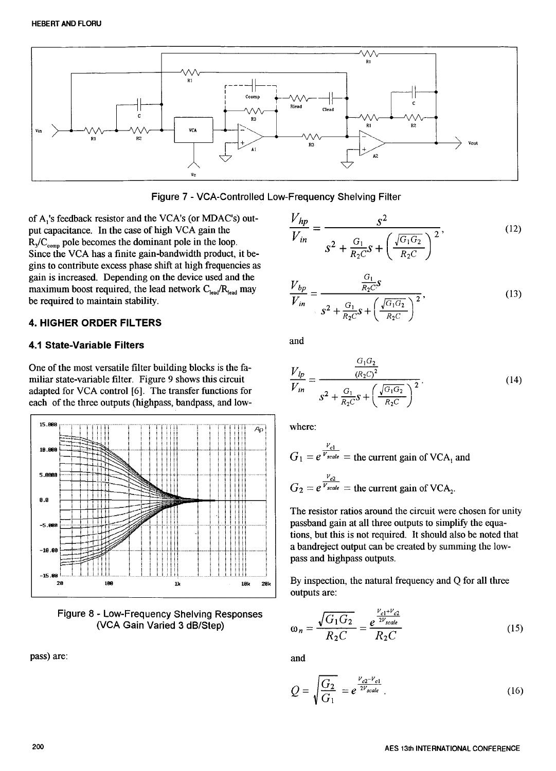Figure 7 - VCA-Controlled Low-Frequency Shelving Filter

of $A_1$'s feedback resistor and the VCA's (or MDAC's) output capacitance. In the case of high VCA gain the $R_3/C_{comp}$ pole becomes the dominant pole in the loop. Since the VCA has a finite gain-bandwidth product, it begins to contribute excess phase shift at high frequencies as gain is increased. Depending on the device used and the maximum boost required, the lead network $C_{lead}/R_{lead}$ may be required to maintain stability.

## 4. HIGHER ORDER FILTERS

### 4.1 State-Variable Filters

One of the most versatile filter building blocks is the familiar state-variable filter. Figure 9 shows this circuit adapted for VCA control [6]. The transfer functions for each of the three outputs (highpass, bandpass, and lowpass) are:

Figure 8 - Low-Frequency Shelving Responses (VCA Gain Varied 3 dB/Step)

$$\frac{V_{hp}}{V_{in}} = \frac{s^2}{s^2 + \frac{G_1}{R_2C}s + \left(\frac{\sqrt{G_1G_2}}{R_2C}\right)^2}, \tag{12}$$

$$\frac{V_{bp}}{V_{in}} = \frac{\frac{G_1}{R_2C}s}{s^2 + \frac{G_1}{R_2C}s + \left(\frac{\sqrt{G_1G_2}}{R_2C}\right)^2}, \tag{13}$$

and

$$\frac{V_{lp}}{V_{in}} = \frac{\frac{G_1G_2}{(R_2C)^2}}{s^2 + \frac{G_1}{R_2C}s + \left(\frac{\sqrt{G_1G_2}}{R_2C}\right)^2}. \tag{14}$$

where:

$G_1 = e^{\frac{V_{c1}}{V_{scale}}}$ = the current gain of $VCA_1$ and

$G_2 = e^{\frac{V_{c2}}{V_{scale}}}$ = the current gain of $VCA_2$.

The resistor ratios around the circuit were chosen for unity passband gain at all three outputs to simplify the equations, but this is not required. It should also be noted that a bandreject output can be created by summing the lowpass and highpass outputs.

By inspection, the natural frequency and Q for all three outputs are:

$$\omega_n = \frac{\sqrt{G_1G_2}}{R_2C} = \frac{e^{\frac{V_{c1}+V_{c2}}{2V_{scale}}}}{R_2C} \tag{15}$$

and

$$Q = \sqrt{\frac{G_2}{G_1}} = e^{\frac{V_{c2}-V_{c1}}{2V_{scale}}}. \tag{16}$$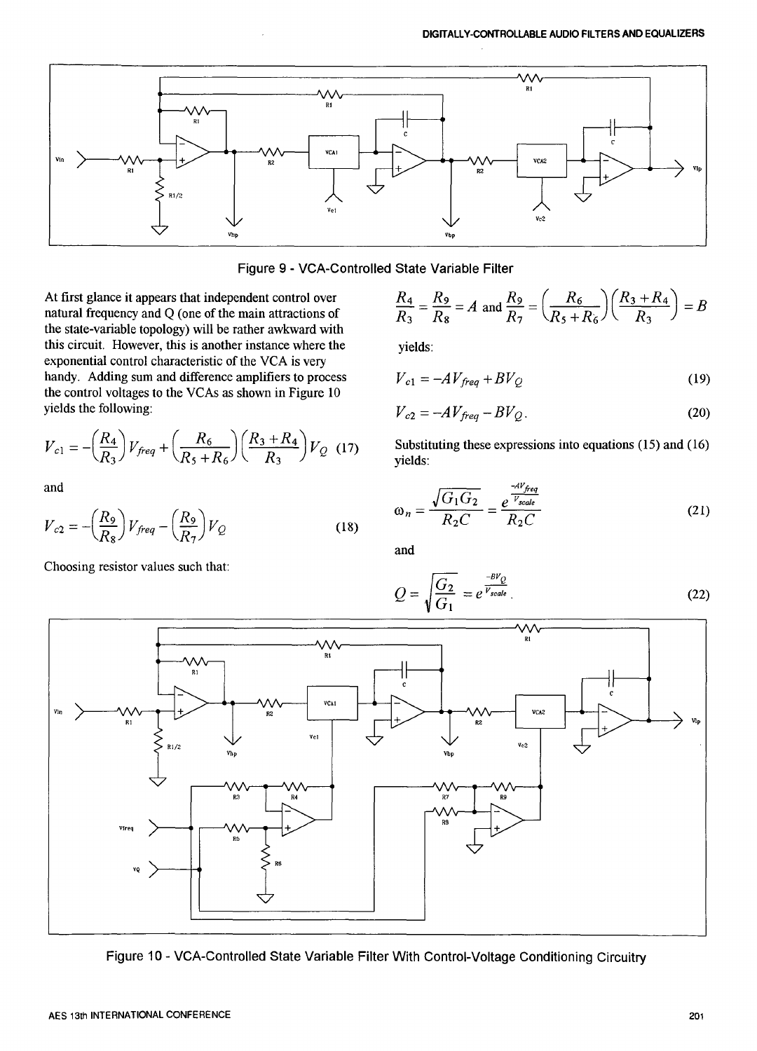Figure 9 - VCA-Controlled State Variable Filter

At first glance it appears that independent control over natural frequency and Q (one of the main attractions of the state-variable topology) will be rather awkward with this circuit. However, this is another instance where the exponential control characteristic of the VCA is very handy. Adding sum and difference amplifiers to process the control voltages to the VCAs as shown in Figure 10 yields the following:

$$V_{c1} = -\left(\frac{R_4}{R_3}\right) V_{freq} + \left(\frac{R_6}{R_5 + R_6}\right)\left(\frac{R_3 + R_4}{R_3}\right) V_Q \quad (17)$$

and

$$V_{c2} = -\left(\frac{R_9}{R_8}\right) V_{freq} - \left(\frac{R_9}{R_7}\right) V_Q \quad (18)$$

Choosing resistor values such that:

$$\frac{R_4}{R_3} = \frac{R_9}{R_8} = A \text{ and } \frac{R_9}{R_7} = \left(\frac{R_6}{R_5 + R_6}\right)\left(\frac{R_3 + R_4}{R_3}\right) = B$$

yields:

$$V_{c1} = -AV_{freq} + BV_Q \quad (19)$$

$$V_{c2} = -AV_{freq} - BV_Q. \quad (20)$$

Substituting these expressions into equations (15) and (16) yields:

$$\omega_n = \frac{\sqrt{G_1 G_2}}{R_2 C} = \frac{e^{\frac{-AV_{freq}}{V_{scale}}}}{R_2 C} \quad (21)$$

and

$$Q = \sqrt{\frac{G_2}{G_1}} = e^{\frac{-BV_Q}{V_{scale}}}. \quad (22)$$

Figure 10 - VCA-Controlled State Variable Filter With Control-Voltage Conditioning Circuitry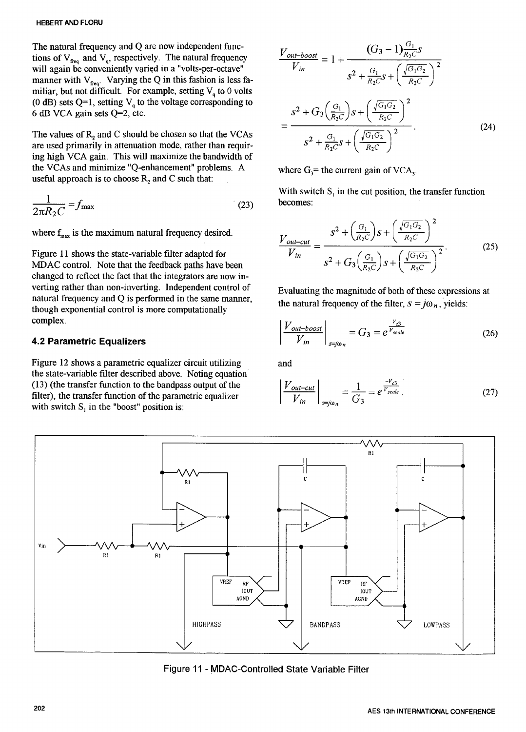The natural frequency and Q are now independent functions of $V_{freq}$ and $V_q$, respectively. The natural frequency will again be conveniently varied in a "volts-per-octave" manner with $V_{freq}$. Varying the Q in this fashion is less familiar, but not difficult. For example, setting $V_q$ to 0 volts (0 dB) sets Q=1, setting $V_q$ to the voltage corresponding to 6 dB VCA gain sets Q=2, etc.

The values of $R_2$ and C should be chosen so that the VCAs are used primarily in attenuation mode, rather than requiring high VCA gain. This will maximize the bandwidth of the VCAs and minimize "Q-enhancement" problems. A useful approach is to choose $R_2$ and C such that:

$$\frac{1}{2\pi R_2 C} = f_{\max} \tag{23}$$

where $f_{max}$ is the maximum natural frequency desired.

Figure 11 shows the state-variable filter adapted for MDAC control. Note that the feedback paths have been changed to reflect the fact that the integrators are now inverting rather than non-inverting. Independent control of natural frequency and Q is performed in the same manner, though exponential control is more computationally complex.

## 4.2 Parametric Equalizers

Figure 12 shows a parametric equalizer circuit utilizing the state-variable filter described above. Noting equation (13) (the transfer function to the bandpass output of the filter), the transfer function of the parametric equalizer with switch $S_1$ in the "boost" position is:

$$\frac{V_{out\text{-}boost}}{V_{in}} = 1 + \frac{(G_3 - 1)\frac{G_1}{R_2 C}s}{s^2 + \frac{G_1}{R_2 C}s + \left(\frac{\sqrt{G_1 G_2}}{R_2 C}\right)^2}$$

$$= \frac{s^2 + G_3\left(\frac{G_1}{R_2 C}\right)s + \left(\frac{\sqrt{G_1 G_2}}{R_2 C}\right)^2}{s^2 + \frac{G_1}{R_2 C}s + \left(\frac{\sqrt{G_1 G_2}}{R_2 C}\right)^2}. \tag{24}$$

where $G_3$= the current gain of $VCA_3$.

With switch $S_1$ in the cut position, the transfer function becomes:

$$\frac{V_{out\text{-}cut}}{V_{in}} = \frac{s^2 + \left(\frac{G_1}{R_2 C}\right)s + \left(\frac{\sqrt{G_1 G_2}}{R_2 C}\right)^2}{s^2 + G_3\left(\frac{G_1}{R_2 C}\right)s + \left(\frac{\sqrt{G_1 G_2}}{R_2 C}\right)^2}. \tag{25}$$

Evaluating the magnitude of both of these expressions at the natural frequency of the filter, $s = j\omega_n$, yields:

$$\left|\frac{V_{out\text{-}boost}}{V_{in}}\right|_{s=j\omega_n} = G_3 = e^{\frac{V_{c3}}{V_{scale}}} \tag{26}$$

and

$$\left|\frac{V_{out\text{-}cut}}{V_{in}}\right|_{s=j\omega_n} = \frac{1}{G_3} = e^{\frac{-V_{c3}}{V_{scale}}}. \tag{27}$$

Figure 11 - MDAC-Controlled State Variable Filter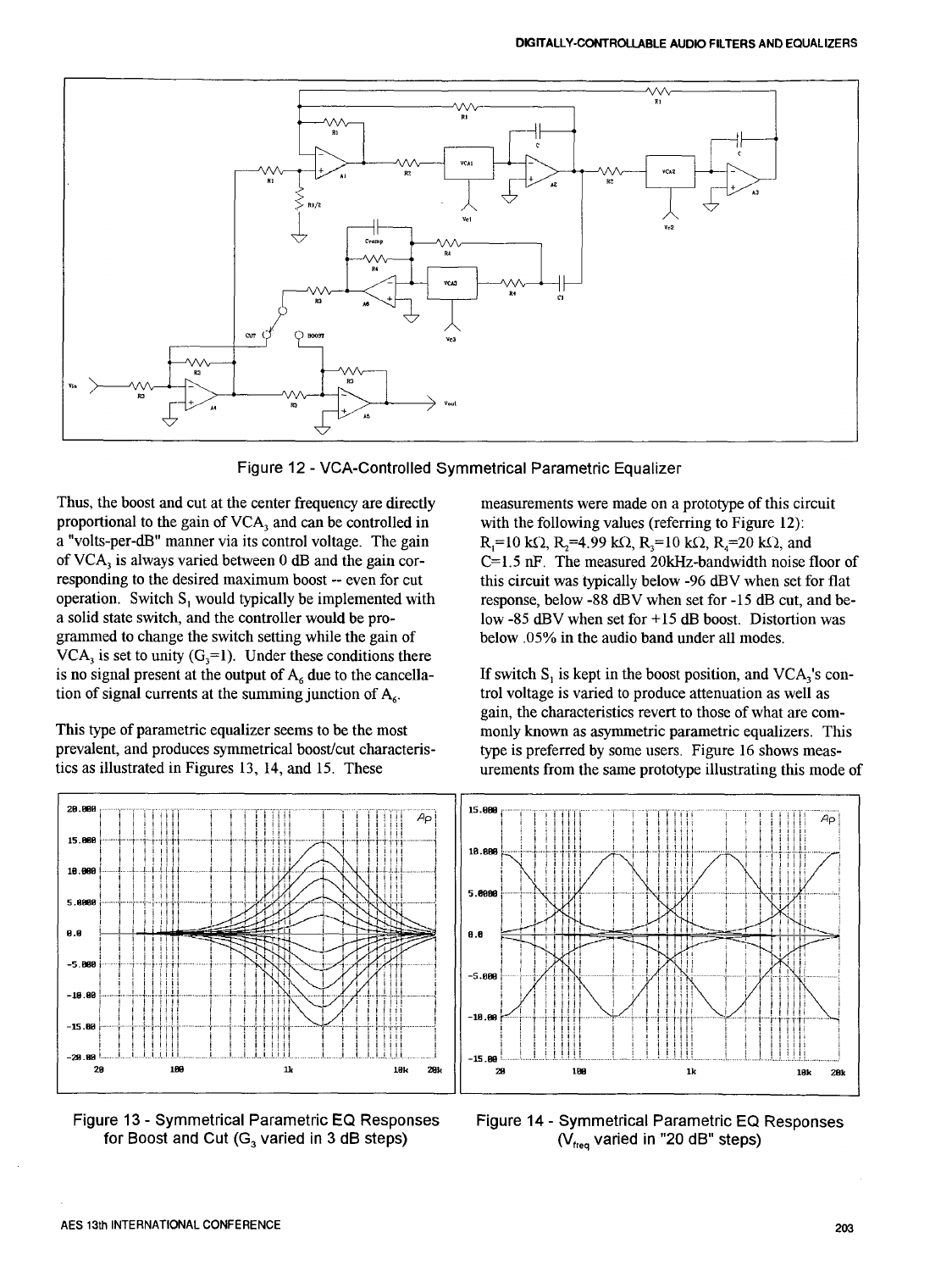Figure 12 - VCA-Controlled Symmetrical Parametric Equalizer

Thus, the boost and cut at the center frequency are directly proportional to the gain of $VCA_3$ and can be controlled in a "volts-per-dB" manner via its control voltage. The gain of $VCA_3$ is always varied between 0 dB and the gain corresponding to the desired maximum boost -- even for cut operation. Switch $S_1$ would typically be implemented with a solid state switch, and the controller would be programmed to change the switch setting while the gain of $VCA_3$ is set to unity ($G_3=1$). Under these conditions there is no signal present at the output of $A_6$ due to the cancellation of signal currents at the summing junction of $A_6$.

This type of parametric equalizer seems to be the most prevalent, and produces symmetrical boost/cut characteristics as illustrated in Figures 13, 14, and 15. These measurements were made on a prototype of this circuit with the following values (referring to Figure 12): $R_1$=10 kΩ, $R_2$=4.99 kΩ, $R_3$=10 kΩ, $R_4$=20 kΩ, and C=1.5 nF. The measured 20kHz-bandwidth noise floor of this circuit was typically below -96 dBV when set for flat response, below -88 dBV when set for -15 dB cut, and below -85 dBV when set for +15 dB boost. Distortion was below .05% in the audio band under all modes.

If switch $S_1$ is kept in the boost position, and $VCA_3$'s control voltage is varied to produce attenuation as well as gain, the characteristics revert to those of what are commonly known as asymmetric parametric equalizers. This type is preferred by some users. Figure 16 shows measurements from the same prototype illustrating this mode of

Figure 13 - Symmetrical Parametric EQ Responses for Boost and Cut ($G_3$ varied in 3 dB steps)

Figure 14 - Symmetrical Parametric EQ Responses ($V_{freq}$ varied in "20 dB" steps)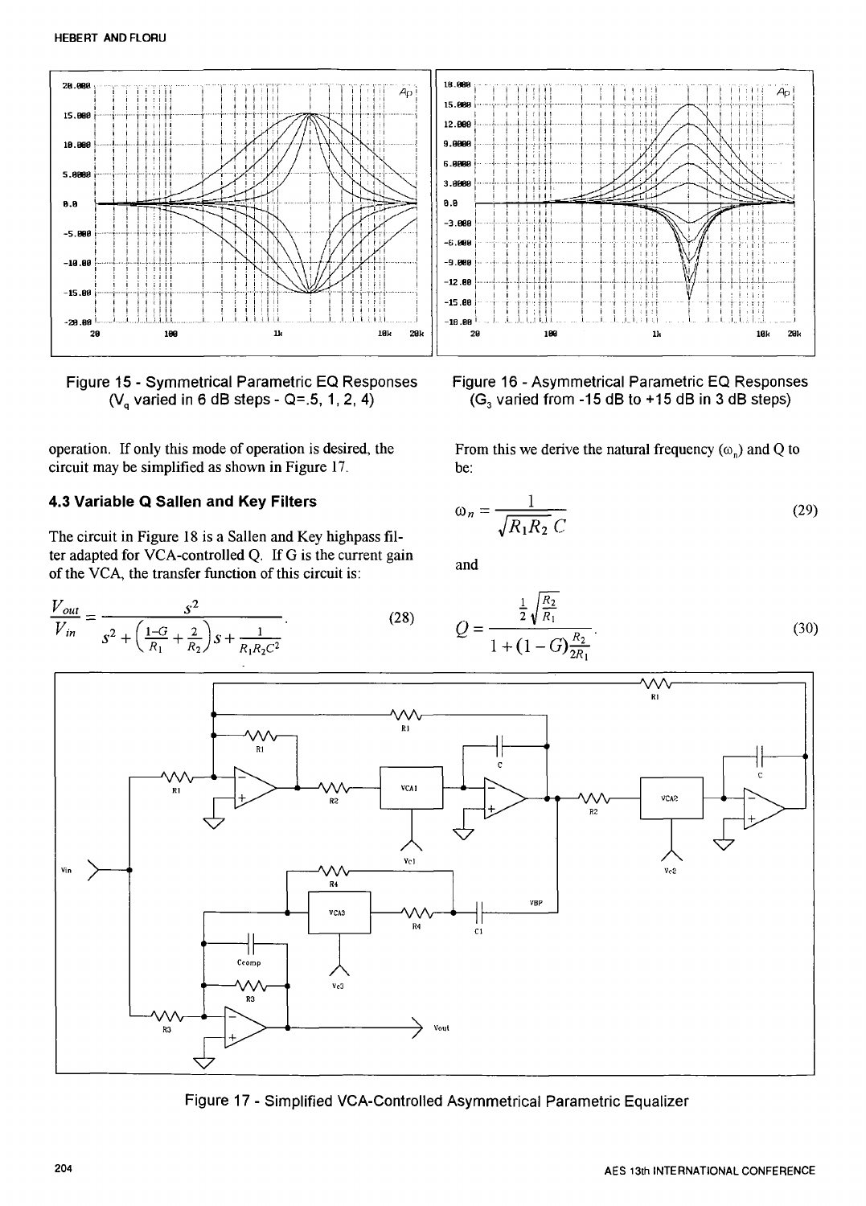Figure 15 - Symmetrical Parametric EQ Responses ($V_q$ varied in 6 dB steps - Q=.5, 1, 2, 4)

Figure 16 - Asymmetrical Parametric EQ Responses ($G_3$ varied from -15 dB to +15 dB in 3 dB steps)

operation. If only this mode of operation is desired, the circuit may be simplified as shown in Figure 17.

### 4.3 Variable Q Sallen and Key Filters

The circuit in Figure 18 is a Sallen and Key highpass filter adapted for VCA-controlled Q. If G is the current gain of the VCA, the transfer function of this circuit is:

$$\frac{V_{out}}{V_{in}} = \frac{s^2}{s^2 + \left(\frac{1-G}{R_1} + \frac{2}{R_2}\right)s + \frac{1}{R_1 R_2 C^2}}. \tag{28}$$

From this we derive the natural frequency ($\omega_n$) and Q to be:

$$\omega_n = \frac{1}{\sqrt{R_1 R_2}\, C} \tag{29}$$

and

$$Q = \frac{\frac{1}{2}\sqrt{\frac{R_2}{R_1}}}{1 + (1-G)\frac{R_2}{2R_1}}. \tag{30}$$

Figure 17 - Simplified VCA-Controlled Asymmetrical Parametric Equalizer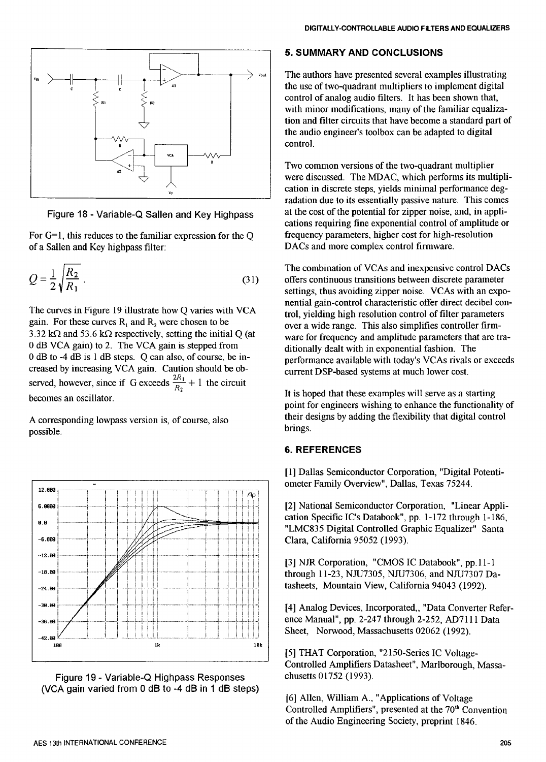Vin

C

C

R1

R2

A1

Vout

R

VCA

R

A2

Vc

Figure 18 - Variable-Q Sallen and Key Highpass

For G=1, this reduces to the familiar expression for the Q of a Sallen and Key highpass filter:

$$Q = \frac{1}{2}\sqrt{\frac{R_2}{R_1}} \tag{31}$$

The curves in Figure 19 illustrate how Q varies with VCA gain. For these curves $R_1$ and $R_2$ were chosen to be 3.32 kΩ and 53.6 kΩ respectively, setting the initial Q (at 0 dB VCA gain) to 2. The VCA gain is stepped from 0 dB to -4 dB is 1 dB steps. Q can also, of course, be increased by increasing VCA gain. Caution should be observed, however, since if G exceeds $\frac{2R_1}{R_2} + 1$ the circuit becomes an oscillator.

A corresponding lowpass version is, of course, also possible.

12.000

6.0000

0.0

-6.000

-12.00

-18.00

-24.00

-30.00

-36.00

-42.00

100

1k

10k

Ap

Figure 19 - Variable-Q Highpass Responses (VCA gain varied from 0 dB to -4 dB in 1 dB steps)

## 5. SUMMARY AND CONCLUSIONS

The authors have presented several examples illustrating the use of two-quadrant multipliers to implement digital control of analog audio filters. It has been shown that, with minor modifications, many of the familiar equalization and filter circuits that have become a standard part of the audio engineer's toolbox can be adapted to digital control.

Two common versions of the two-quadrant multiplier were discussed. The MDAC, which performs its multiplication in discrete steps, yields minimal performance degradation due to its essentially passive nature. This comes at the cost of the potential for zipper noise, and, in applications requiring fine exponential control of amplitude or frequency parameters, higher cost for high-resolution DACs and more complex control firmware.

The combination of VCAs and inexpensive control DACs offers continuous transitions between discrete parameter settings, thus avoiding zipper noise. VCAs with an exponential gain-control characteristic offer direct decibel control, yielding high resolution control of filter parameters over a wide range. This also simplifies controller firmware for frequency and amplitude parameters that are traditionally dealt with in exponential fashion. The performance available with today's VCAs rivals or exceeds current DSP-based systems at much lower cost.

It is hoped that these examples will serve as a starting point for engineers wishing to enhance the functionality of their designs by adding the flexibility that digital control brings.

## 6. REFERENCES

[1] Dallas Semiconductor Corporation, "Digital Potentiometer Family Overview", Dallas, Texas 75244.

[2] National Semiconductor Corporation, "Linear Application Specific IC's Databook", pp. 1-172 through 1-186, "LMC835 Digital Controlled Graphic Equalizer" Santa Clara, California 95052 (1993).

[3] NJR Corporation, "CMOS IC Databook", pp.11-1 through 11-23, NJU7305, NJU7306, and NJU7307 Datasheets, Mountain View, California 94043 (1992).

[4] Analog Devices, Incorporated,, "Data Converter Reference Manual", pp. 2-247 through 2-252, AD7111 Data Sheet, Norwood, Massachusetts 02062 (1992).

[5] THAT Corporation, "2150-Series IC Voltage-Controlled Amplifiers Datasheet", Marlborough, Massachusetts 01752 (1993).

[6] Allen, William A., "Applications of Voltage Controlled Amplifiers", presented at the 70th Convention of the Audio Engineering Society, preprint 1846.